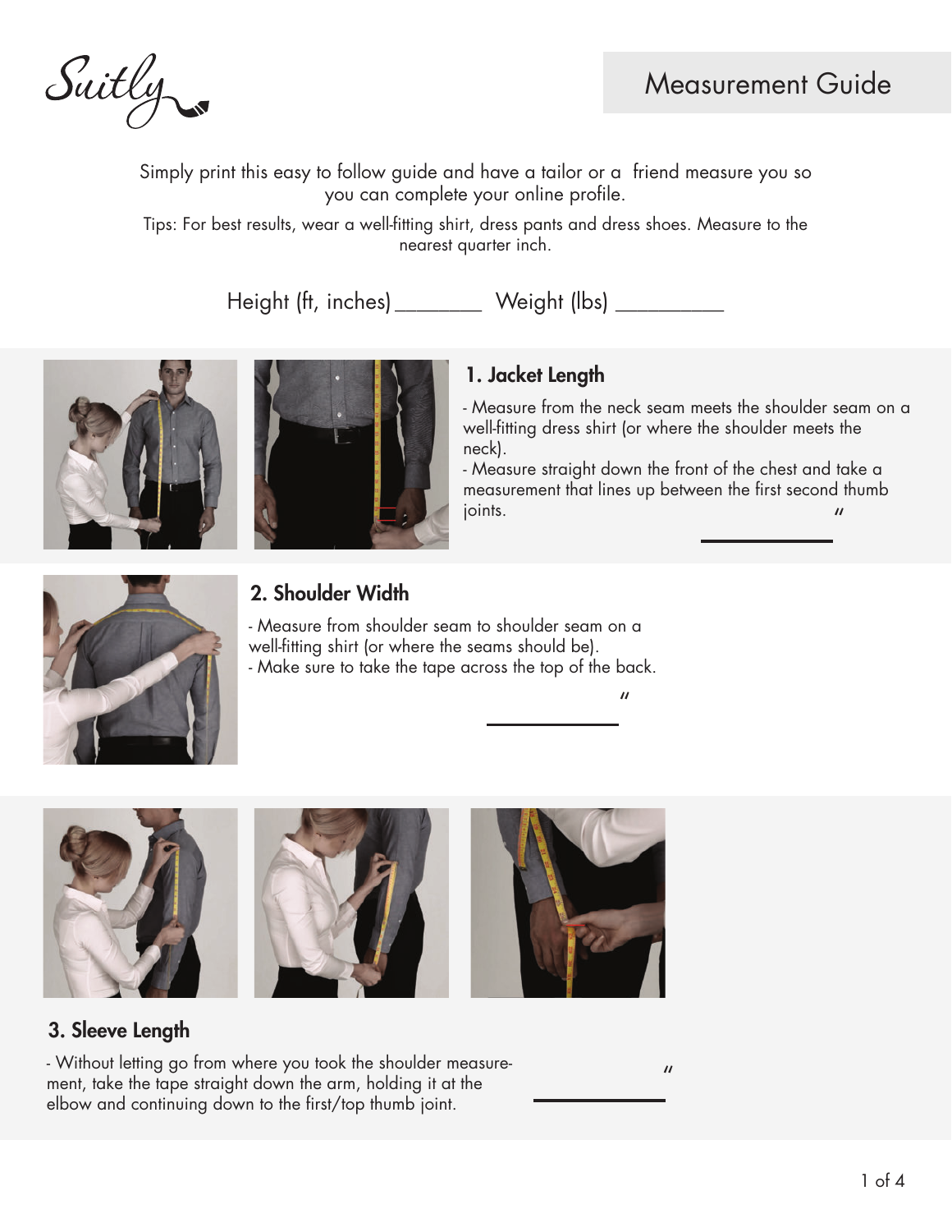Suitly

# Measurement Guide

Simply print this easy to follow guide and have a tailor or a friend measure you so you can complete your online profile.

Tips: For best results, wear a well-fitting shirt, dress pants and dress shoes. Measure to the nearest quarter inch.

Height (ft, inches) ________ Weight (lbs) __________

## 1. Jacket Length

- Measure from the neck seam meets the shoulder seam on a well-fitting dress shirt (or where the shoulder meets the neck).
- Measure straight down the front of the chest and take a measurement that lines up between the first second thumb joints.

__________"

## 2. Shoulder Width

- Measure from shoulder seam to shoulder seam on a well-fitting shirt (or where the seams should be).
- Make sure to take the tape across the top of the back.

__________"

## 3. Sleeve Length

- Without letting go from where you took the shoulder measurement, take the tape straight down the arm, holding it at the elbow and continuing down to the first/top thumb joint.

__________"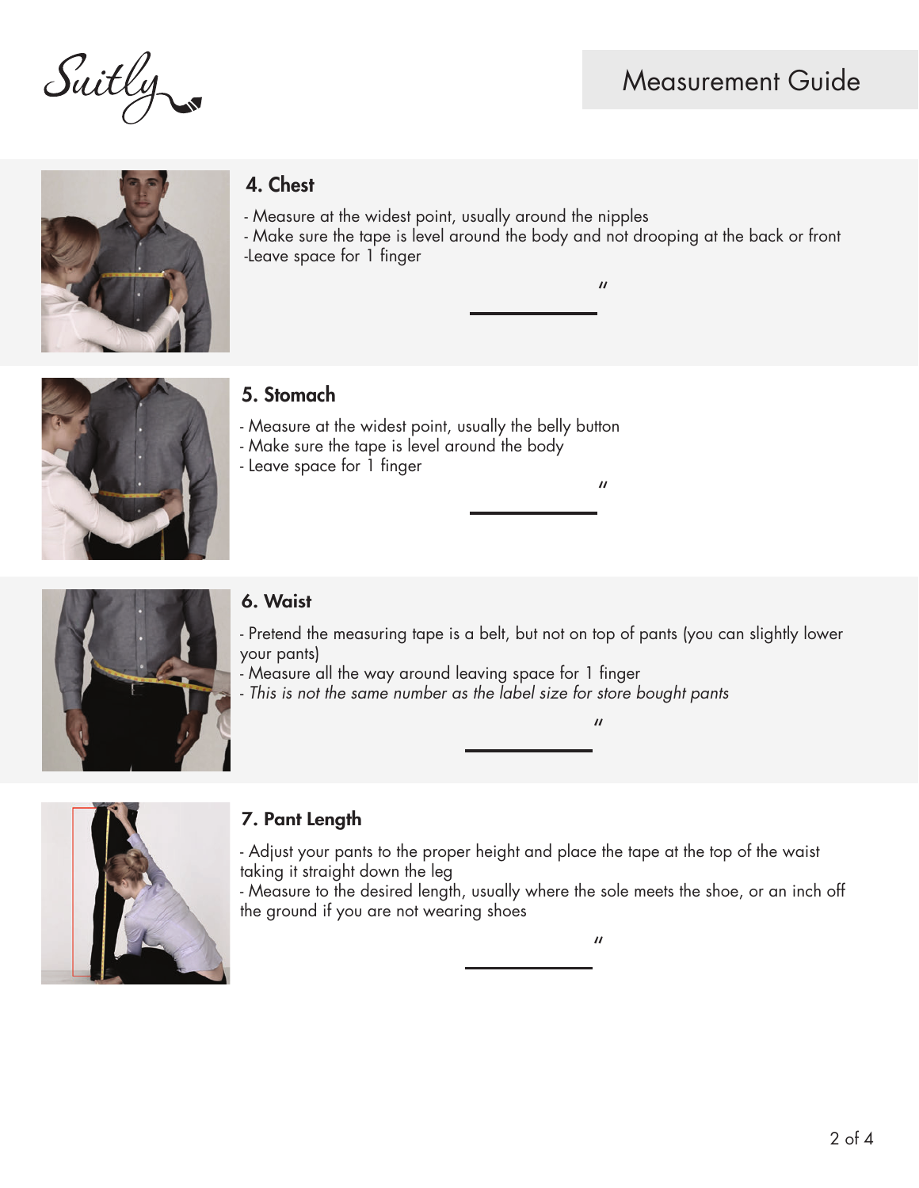Suitly

# Measurement Guide

## 4. Chest

- Measure at the widest point, usually around the nipples
- Make sure the tape is level around the body and not drooping at the back or front
-Leave space for 1 finger

________ "

## 5. Stomach

- Measure at the widest point, usually the belly button
- Make sure the tape is level around the body
- Leave space for 1 finger

________ "

## 6. Waist

- Pretend the measuring tape is a belt, but not on top of pants (you can slightly lower your pants)
- Measure all the way around leaving space for 1 finger
- *This is not the same number as the label size for store bought pants*

________ "

## 7. Pant Length

- Adjust your pants to the proper height and place the tape at the top of the waist taking it straight down the leg
- Measure to the desired length, usually where the sole meets the shoe, or an inch off the ground if you are not wearing shoes

________ "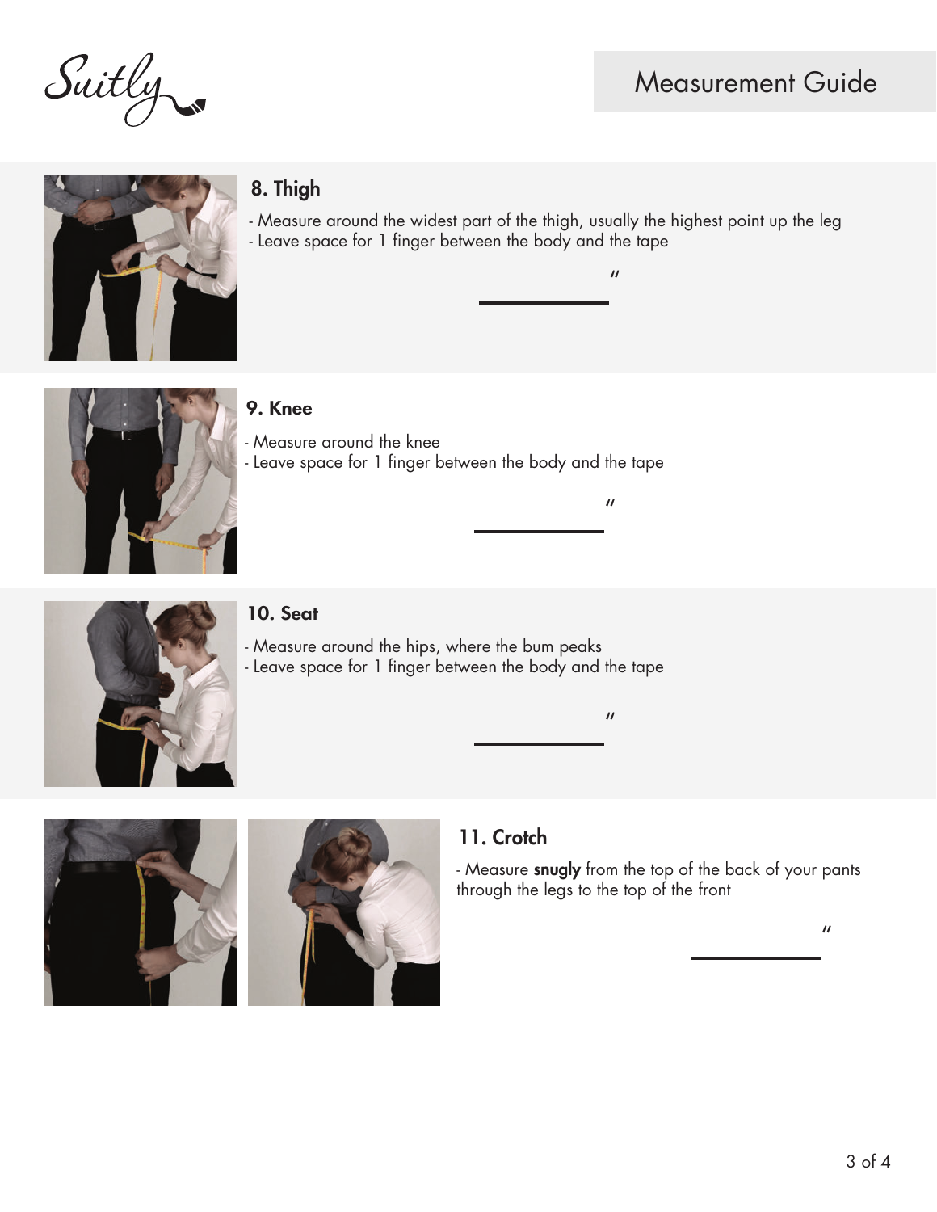Suitly

Measurement Guide

## 8. Thigh

- Measure around the widest part of the thigh, usually the highest point up the leg
- Leave space for 1 finger between the body and the tape

\_\_\_\_\_\_\_\_\_\_ "

## 9. Knee

- Measure around the knee
- Leave space for 1 finger between the body and the tape

\_\_\_\_\_\_\_\_\_\_ "

## 10. Seat

- Measure around the hips, where the bum peaks
- Leave space for 1 finger between the body and the tape

\_\_\_\_\_\_\_\_\_\_ "

## 11. Crotch

- Measure **snugly** from the top of the back of your pants through the legs to the top of the front

\_\_\_\_\_\_\_\_\_\_ "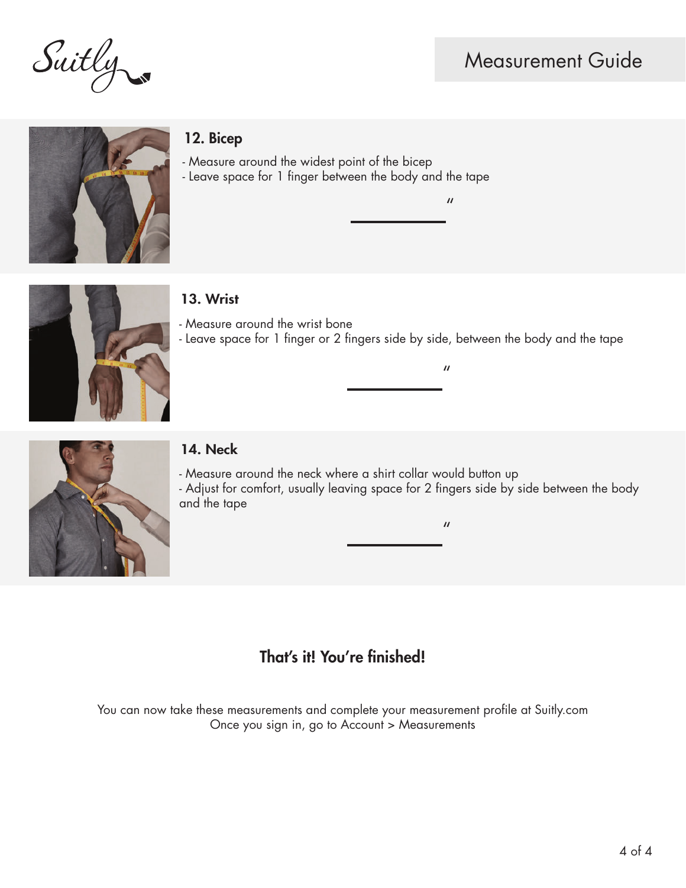### 12. Bicep

- Measure around the widest point of the bicep
- Leave space for 1 finger between the body and the tape

______ "

### 13. Wrist

- Measure around the wrist bone
- Leave space for 1 finger or 2 fingers side by side, between the body and the tape

______ "

### 14. Neck

- Measure around the neck where a shirt collar would button up
- Adjust for comfort, usually leaving space for 2 fingers side by side between the body and the tape

______ "

## That's it! You're finished!

You can now take these measurements and complete your measurement profile at Suitly.com
Once you sign in, go to Account > Measurements